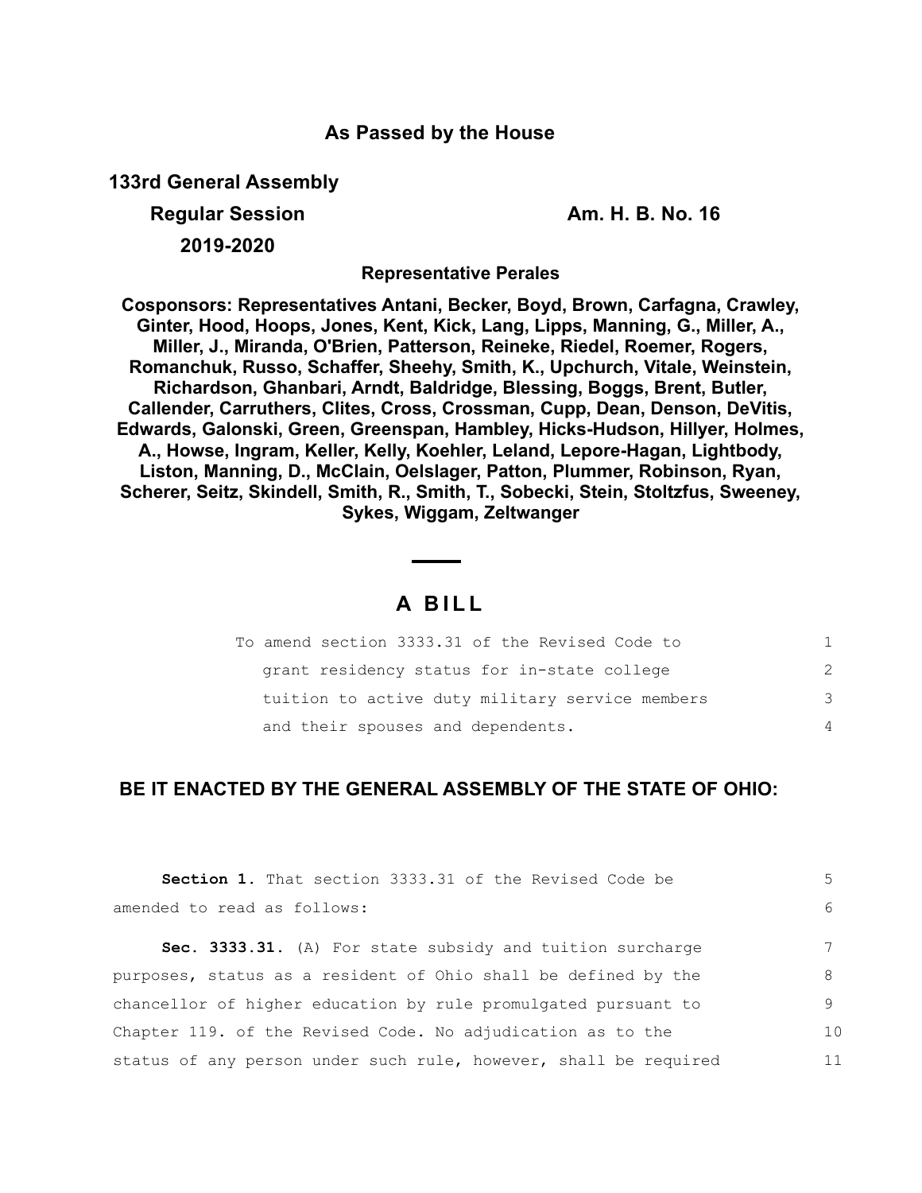**As Passed by the House**

**133rd General Assembly**

**Regular Session**

**2019-2020**

**Am. H. B. No. 16**

**Representative Perales**

**Cosponsors: Representatives Antani, Becker, Boyd, Brown, Carfagna, Crawley, Ginter, Hood, Hoops, Jones, Kent, Kick, Lang, Lipps, Manning, G., Miller, A., Miller, J., Miranda, O'Brien, Patterson, Reineke, Riedel, Roemer, Rogers, Romanchuk, Russo, Schaffer, Sheehy, Smith, K., Upchurch, Vitale, Weinstein, Richardson, Ghanbari, Arndt, Baldridge, Blessing, Boggs, Brent, Butler, Callender, Carruthers, Clites, Cross, Crossman, Cupp, Dean, Denson, DeVitis, Edwards, Galonski, Green, Greenspan, Hambley, Hicks-Hudson, Hillyer, Holmes, A., Howse, Ingram, Keller, Kelly, Koehler, Leland, Lepore-Hagan, Lightbody, Liston, Manning, D., McClain, Oelslager, Patton, Plummer, Robinson, Ryan, Scherer, Seitz, Skindell, Smith, R., Smith, T., Sobecki, Stein, Stoltzfus, Sweeney, Sykes, Wiggam, Zeltwanger**

# A BILL

To amend section 3333.31 of the Revised Code to grant residency status for in-state college tuition to active duty military service members and their spouses and dependents.

**BE IT ENACTED BY THE GENERAL ASSEMBLY OF THE STATE OF OHIO:**

**Section 1.** That section 3333.31 of the Revised Code be amended to read as follows:

**Sec. 3333.31.** (A) For state subsidy and tuition surcharge purposes, status as a resident of Ohio shall be defined by the chancellor of higher education by rule promulgated pursuant to Chapter 119. of the Revised Code. No adjudication as to the status of any person under such rule, however, shall be required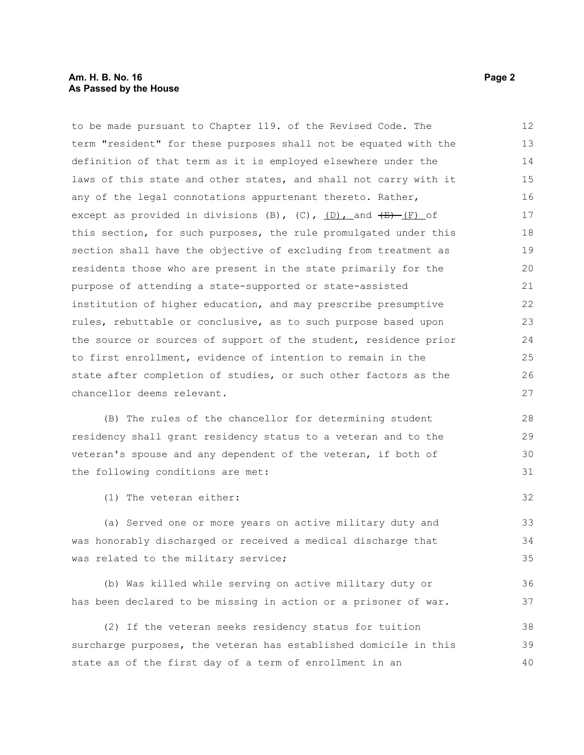to be made pursuant to Chapter 119. of the Revised Code. The term "resident" for these purposes shall not be equated with the definition of that term as it is employed elsewhere under the laws of this state and other states, and shall not carry with it any of the legal connotations appurtenant thereto. Rather, except as provided in divisions (B), (C), (D), and ~~(E)~~ (F) of this section, for such purposes, the rule promulgated under this section shall have the objective of excluding from treatment as residents those who are present in the state primarily for the purpose of attending a state-supported or state-assisted institution of higher education, and may prescribe presumptive rules, rebuttable or conclusive, as to such purpose based upon the source or sources of support of the student, residence prior to first enrollment, evidence of intention to remain in the state after completion of studies, or such other factors as the chancellor deems relevant.

(B) The rules of the chancellor for determining student residency shall grant residency status to a veteran and to the veteran's spouse and any dependent of the veteran, if both of the following conditions are met:

(1) The veteran either:

(a) Served one or more years on active military duty and was honorably discharged or received a medical discharge that was related to the military service;

(b) Was killed while serving on active military duty or has been declared to be missing in action or a prisoner of war.

(2) If the veteran seeks residency status for tuition surcharge purposes, the veteran has established domicile in this state as of the first day of a term of enrollment in an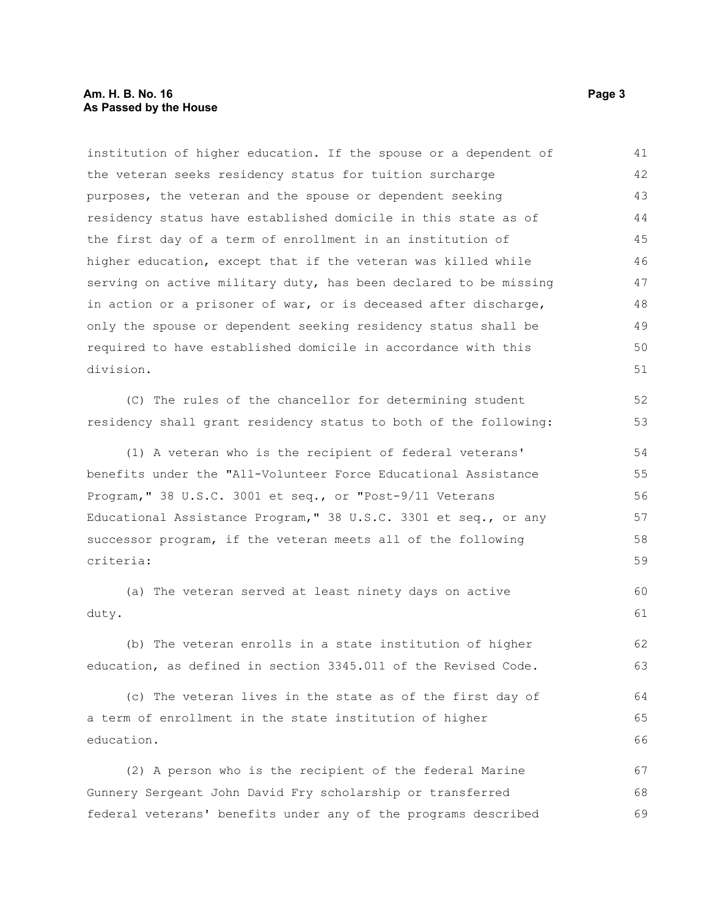institution of higher education. If the spouse or a dependent of the veteran seeks residency status for tuition surcharge purposes, the veteran and the spouse or dependent seeking residency status have established domicile in this state as of the first day of a term of enrollment in an institution of higher education, except that if the veteran was killed while serving on active military duty, has been declared to be missing in action or a prisoner of war, or is deceased after discharge, only the spouse or dependent seeking residency status shall be required to have established domicile in accordance with this division.

(C) The rules of the chancellor for determining student residency shall grant residency status to both of the following:

(1) A veteran who is the recipient of federal veterans' benefits under the "All-Volunteer Force Educational Assistance Program," 38 U.S.C. 3001 et seq., or "Post-9/11 Veterans Educational Assistance Program," 38 U.S.C. 3301 et seq., or any successor program, if the veteran meets all of the following criteria:

(a) The veteran served at least ninety days on active duty.

(b) The veteran enrolls in a state institution of higher education, as defined in section 3345.011 of the Revised Code.

(c) The veteran lives in the state as of the first day of a term of enrollment in the state institution of higher education.

(2) A person who is the recipient of the federal Marine Gunnery Sergeant John David Fry scholarship or transferred federal veterans' benefits under any of the programs described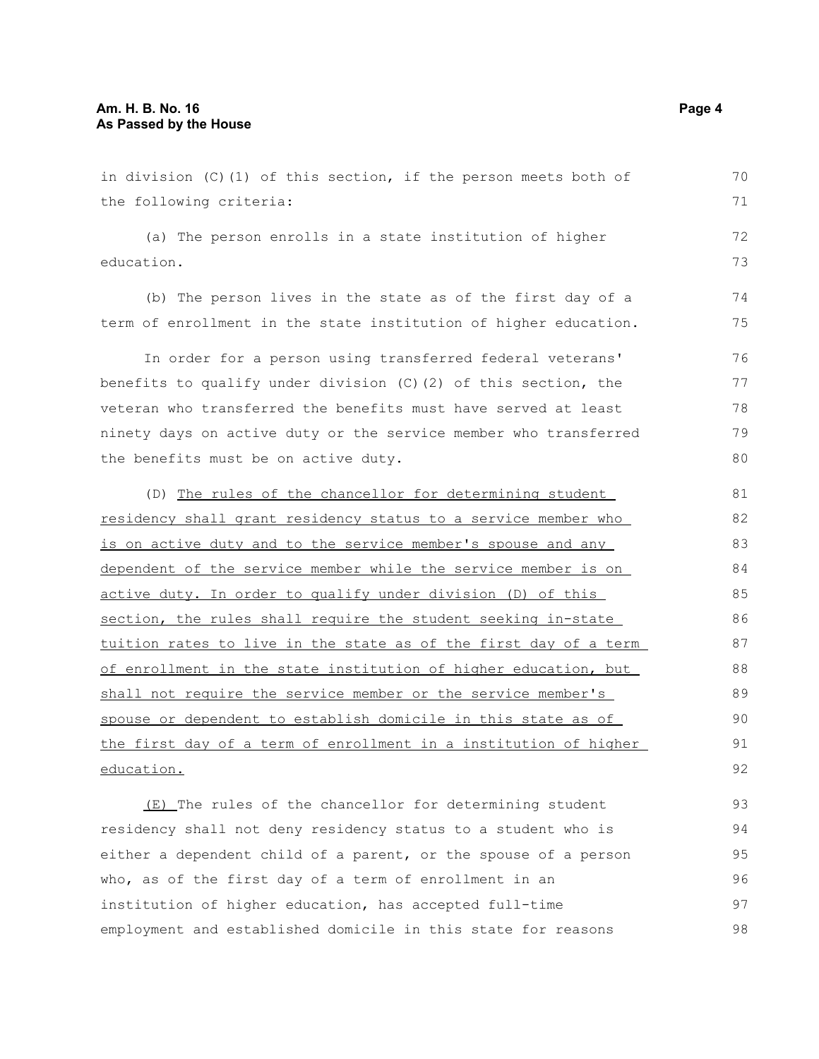in division (C)(1) of this section, if the person meets both of the following criteria:

(a) The person enrolls in a state institution of higher education.

(b) The person lives in the state as of the first day of a term of enrollment in the state institution of higher education.

In order for a person using transferred federal veterans' benefits to qualify under division (C)(2) of this section, the veteran who transferred the benefits must have served at least ninety days on active duty or the service member who transferred the benefits must be on active duty.

(D) The rules of the chancellor for determining student residency shall grant residency status to a service member who is on active duty and to the service member's spouse and any dependent of the service member while the service member is on active duty. In order to qualify under division (D) of this section, the rules shall require the student seeking in-state tuition rates to live in the state as of the first day of a term of enrollment in the state institution of higher education, but shall not require the service member or the service member's spouse or dependent to establish domicile in this state as of the first day of a term of enrollment in a institution of higher education.

(E) The rules of the chancellor for determining student residency shall not deny residency status to a student who is either a dependent child of a parent, or the spouse of a person who, as of the first day of a term of enrollment in an institution of higher education, has accepted full-time employment and established domicile in this state for reasons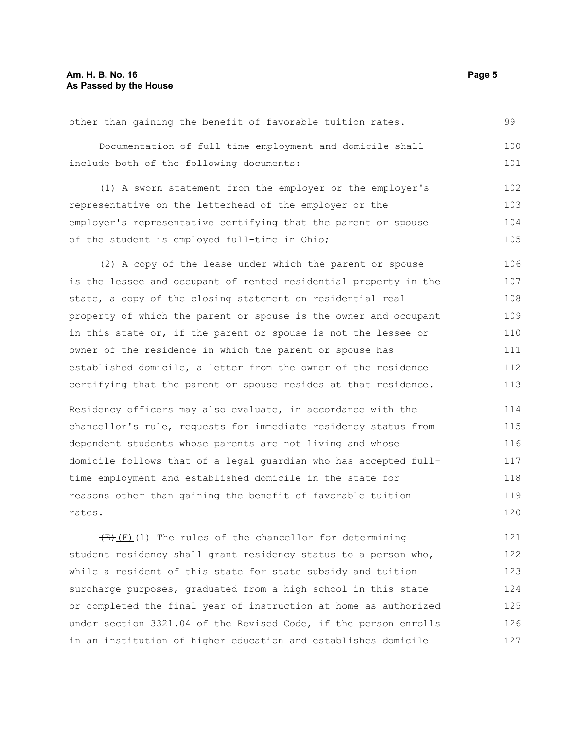other than gaining the benefit of favorable tuition rates.

Documentation of full-time employment and domicile shall include both of the following documents:

(1) A sworn statement from the employer or the employer's representative on the letterhead of the employer or the employer's representative certifying that the parent or spouse of the student is employed full-time in Ohio;

(2) A copy of the lease under which the parent or spouse is the lessee and occupant of rented residential property in the state, a copy of the closing statement on residential real property of which the parent or spouse is the owner and occupant in this state or, if the parent or spouse is not the lessee or owner of the residence in which the parent or spouse has established domicile, a letter from the owner of the residence certifying that the parent or spouse resides at that residence.

Residency officers may also evaluate, in accordance with the chancellor's rule, requests for immediate residency status from dependent students whose parents are not living and whose domicile follows that of a legal guardian who has accepted full-time employment and established domicile in the state for reasons other than gaining the benefit of favorable tuition rates.

~~(E)~~ (F)(1) The rules of the chancellor for determining student residency shall grant residency status to a person who, while a resident of this state for state subsidy and tuition surcharge purposes, graduated from a high school in this state or completed the final year of instruction at home as authorized under section 3321.04 of the Revised Code, if the person enrolls in an institution of higher education and establishes domicile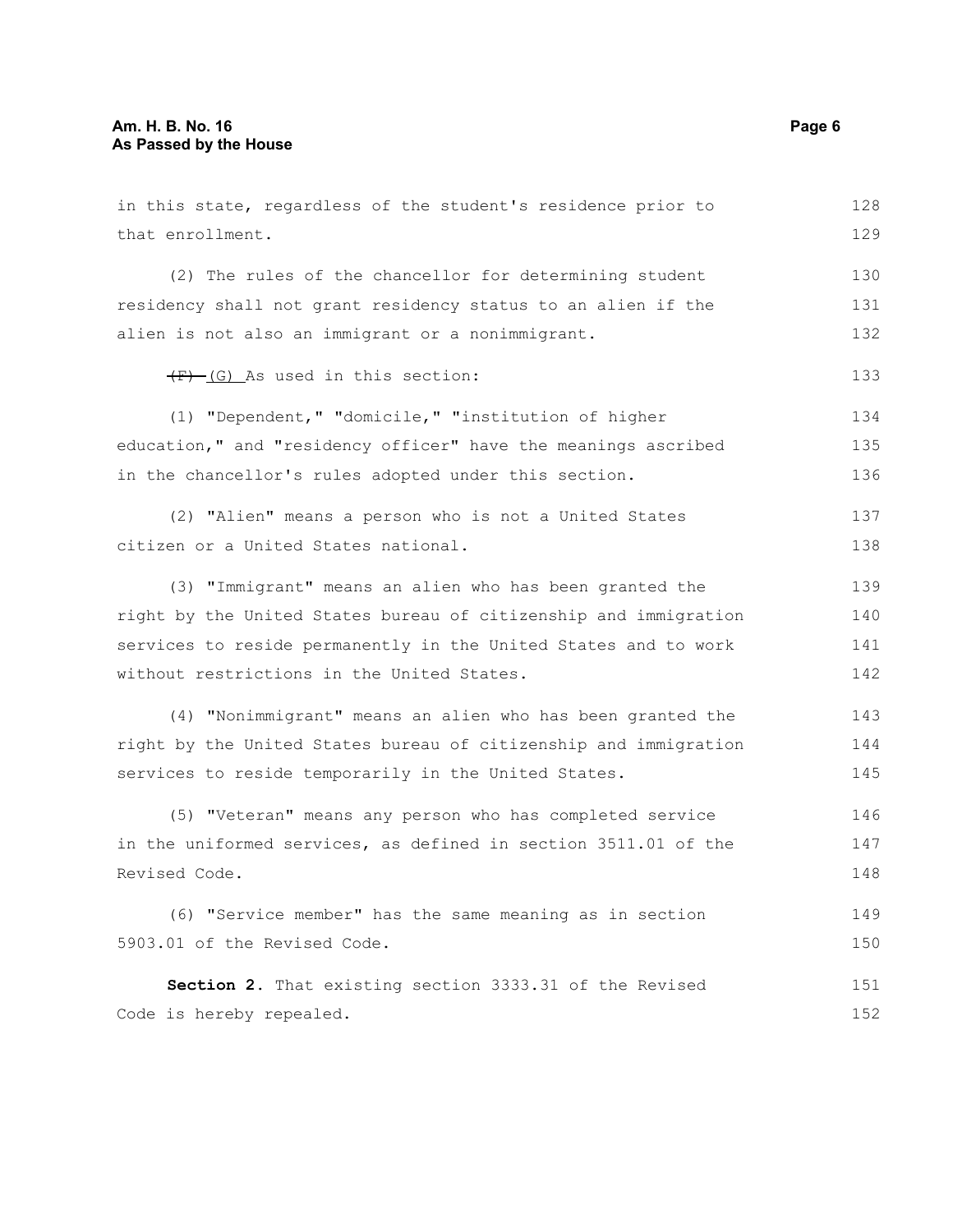in this state, regardless of the student's residence prior to that enrollment.

(2) The rules of the chancellor for determining student residency shall not grant residency status to an alien if the alien is not also an immigrant or a nonimmigrant.

~~(F)~~ (G) As used in this section:

(1) "Dependent," "domicile," "institution of higher education," and "residency officer" have the meanings ascribed in the chancellor's rules adopted under this section.

(2) "Alien" means a person who is not a United States citizen or a United States national.

(3) "Immigrant" means an alien who has been granted the right by the United States bureau of citizenship and immigration services to reside permanently in the United States and to work without restrictions in the United States.

(4) "Nonimmigrant" means an alien who has been granted the right by the United States bureau of citizenship and immigration services to reside temporarily in the United States.

(5) "Veteran" means any person who has completed service in the uniformed services, as defined in section 3511.01 of the Revised Code.

(6) "Service member" has the same meaning as in section 5903.01 of the Revised Code.

**Section 2.** That existing section 3333.31 of the Revised Code is hereby repealed.